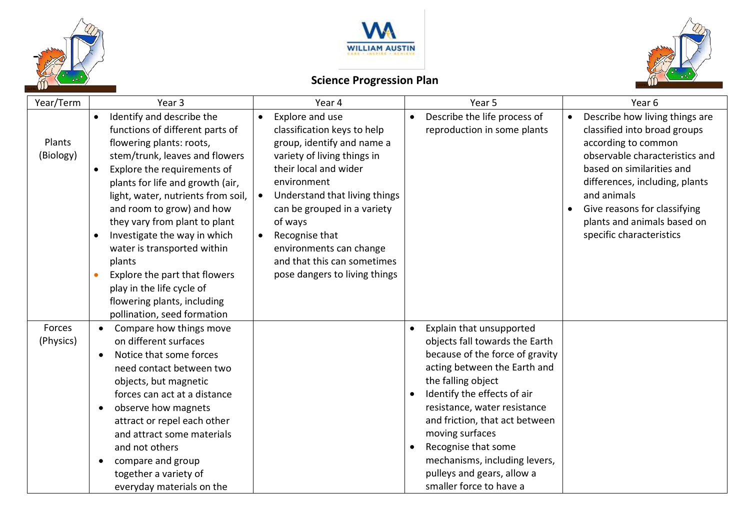WILLIAM AUSTIN

# Science Progression Plan

| Year/Term | Year 3 | Year 4 | Year 5 | Year 6 |
|---|---|---|---|---|
| Plants (Biology) | • Identify and describe the functions of different parts of flowering plants: roots, stem/trunk, leaves and flowers<br>• Explore the requirements of plants for life and growth (air, light, water, nutrients from soil, and room to grow) and how they vary from plant to plant<br>• Investigate the way in which water is transported within plants<br>• Explore the part that flowers play in the life cycle of flowering plants, including pollination, seed formation | • Explore and use classification keys to help group, identify and name a variety of living things in their local and wider environment<br>• Understand that living things can be grouped in a variety of ways<br>• Recognise that environments can change and that this can sometimes pose dangers to living things | • Describe the life process of reproduction in some plants | • Describe how living things are classified into broad groups according to common observable characteristics and based on similarities and differences, including, plants and animals<br>• Give reasons for classifying plants and animals based on specific characteristics |
| Forces (Physics) | • Compare how things move on different surfaces<br>• Notice that some forces need contact between two objects, but magnetic forces can act at a distance<br>• observe how magnets attract or repel each other and attract some materials and not others<br>• compare and group together a variety of everyday materials on the | | • Explain that unsupported objects fall towards the Earth because of the force of gravity acting between the Earth and the falling object<br>• Identify the effects of air resistance, water resistance and friction, that act between moving surfaces<br>• Recognise that some mechanisms, including levers, pulleys and gears, allow a smaller force to have a | |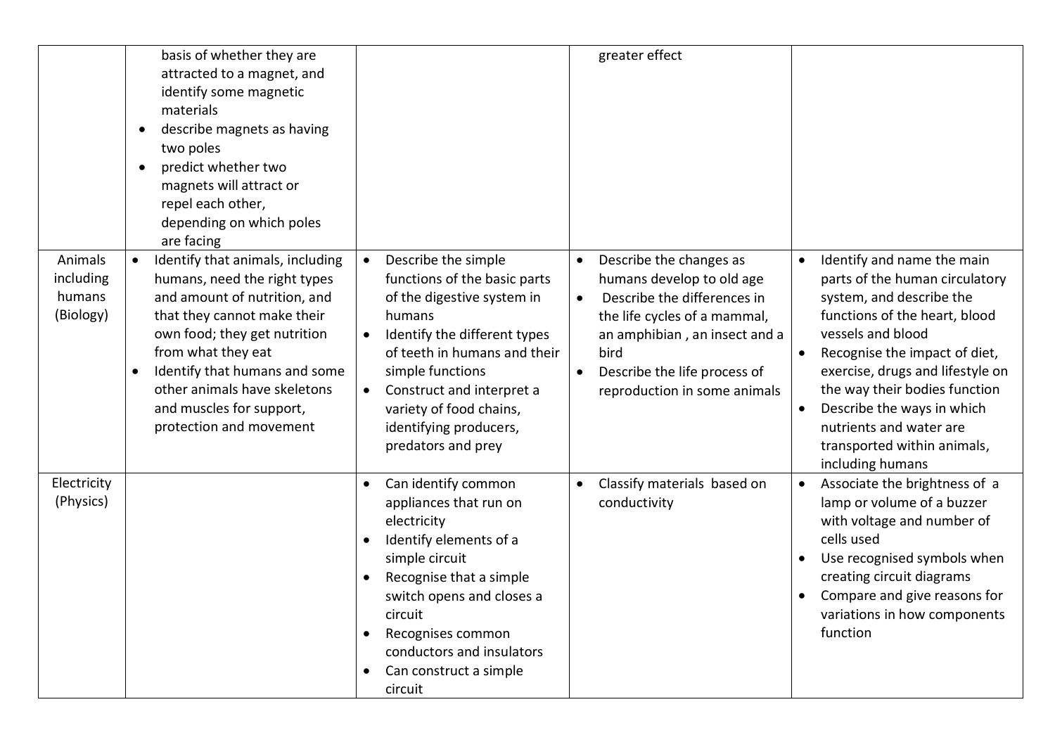| | | | | |
|---|---|---|---|---|
| | basis of whether they are attracted to a magnet, and identify some magnetic materials<br>• describe magnets as having two poles<br>• predict whether two magnets will attract or repel each other, depending on which poles are facing | | greater effect | |
| Animals including humans (Biology) | • Identify that animals, including humans, need the right types and amount of nutrition, and that they cannot make their own food; they get nutrition from what they eat<br>• Identify that humans and some other animals have skeletons and muscles for support, protection and movement | • Describe the simple functions of the basic parts of the digestive system in humans<br>• Identify the different types of teeth in humans and their simple functions<br>• Construct and interpret a variety of food chains, identifying producers, predators and prey | • Describe the changes as humans develop to old age<br>• Describe the differences in the life cycles of a mammal, an amphibian , an insect and a bird<br>• Describe the life process of reproduction in some animals | • Identify and name the main parts of the human circulatory system, and describe the functions of the heart, blood vessels and blood<br>• Recognise the impact of diet, exercise, drugs and lifestyle on the way their bodies function<br>• Describe the ways in which nutrients and water are transported within animals, including humans |
| Electricity (Physics) | | • Can identify common appliances that run on electricity<br>• Identify elements of a simple circuit<br>• Recognise that a simple switch opens and closes a circuit<br>• Recognises common conductors and insulators<br>• Can construct a simple circuit | • Classify materials based on conductivity | • Associate the brightness of a lamp or volume of a buzzer with voltage and number of cells used<br>• Use recognised symbols when creating circuit diagrams<br>• Compare and give reasons for variations in how components function |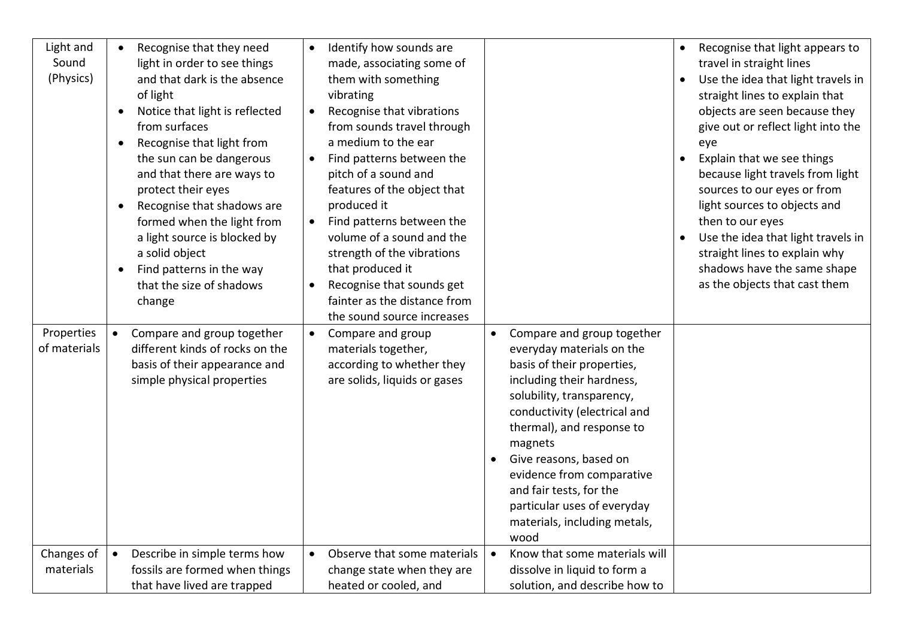| Light and Sound (Physics) | • Recognise that they need light in order to see things and that dark is the absence of light<br>• Notice that light is reflected from surfaces<br>• Recognise that light from the sun can be dangerous and that there are ways to protect their eyes<br>• Recognise that shadows are formed when the light from a light source is blocked by a solid object<br>• Find patterns in the way that the size of shadows change | • Identify how sounds are made, associating some of them with something vibrating<br>• Recognise that vibrations from sounds travel through a medium to the ear<br>• Find patterns between the pitch of a sound and features of the object that produced it<br>• Find patterns between the volume of a sound and the strength of the vibrations that produced it<br>• Recognise that sounds get fainter as the distance from the sound source increases | | • Recognise that light appears to travel in straight lines<br>• Use the idea that light travels in straight lines to explain that objects are seen because they give out or reflect light into the eye<br>• Explain that we see things because light travels from light sources to our eyes or from light sources to objects and then to our eyes<br>• Use the idea that light travels in straight lines to explain why shadows have the same shape as the objects that cast them |
|---|---|---|---|---|
| Properties of materials | • Compare and group together different kinds of rocks on the basis of their appearance and simple physical properties | • Compare and group materials together, according to whether they are solids, liquids or gases | • Compare and group together everyday materials on the basis of their properties, including their hardness, solubility, transparency, conductivity (electrical and thermal), and response to magnets<br>• Give reasons, based on evidence from comparative and fair tests, for the particular uses of everyday materials, including metals, wood | |
| Changes of materials | • Describe in simple terms how fossils are formed when things that have lived are trapped | • Observe that some materials change state when they are heated or cooled, and | • Know that some materials will dissolve in liquid to form a solution, and describe how to | |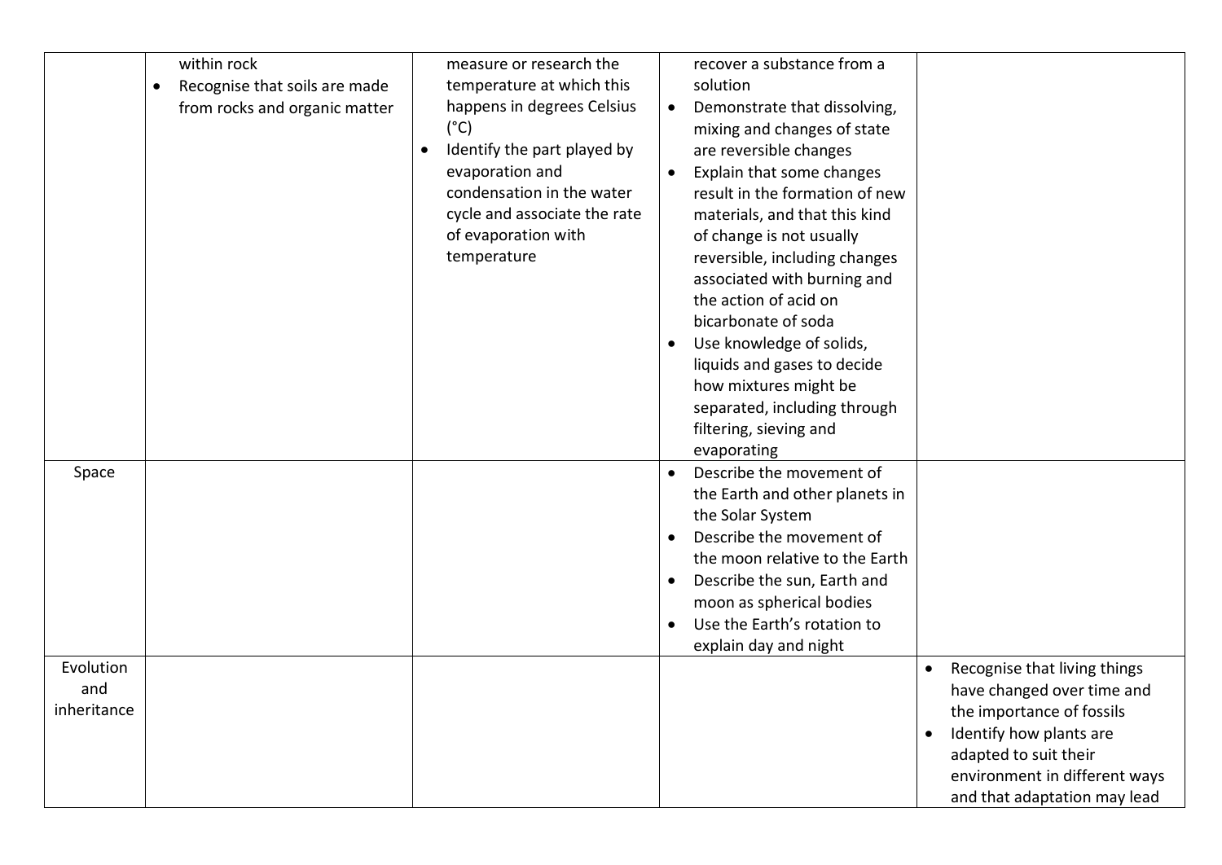| | | | | |
|---|---|---|---|---|
| | within rock<br>• Recognise that soils are made from rocks and organic matter | measure or research the temperature at which this happens in degrees Celsius (°C)<br>• Identify the part played by evaporation and condensation in the water cycle and associate the rate of evaporation with temperature | recover a substance from a solution<br>• Demonstrate that dissolving, mixing and changes of state are reversible changes<br>• Explain that some changes result in the formation of new materials, and that this kind of change is not usually reversible, including changes associated with burning and the action of acid on bicarbonate of soda<br>• Use knowledge of solids, liquids and gases to decide how mixtures might be separated, including through filtering, sieving and evaporating | |
| Space | | | • Describe the movement of the Earth and other planets in the Solar System<br>• Describe the movement of the moon relative to the Earth<br>• Describe the sun, Earth and moon as spherical bodies<br>• Use the Earth's rotation to explain day and night | |
| Evolution and inheritance | | | | • Recognise that living things have changed over time and the importance of fossils<br>• Identify how plants are adapted to suit their environment in different ways and that adaptation may lead |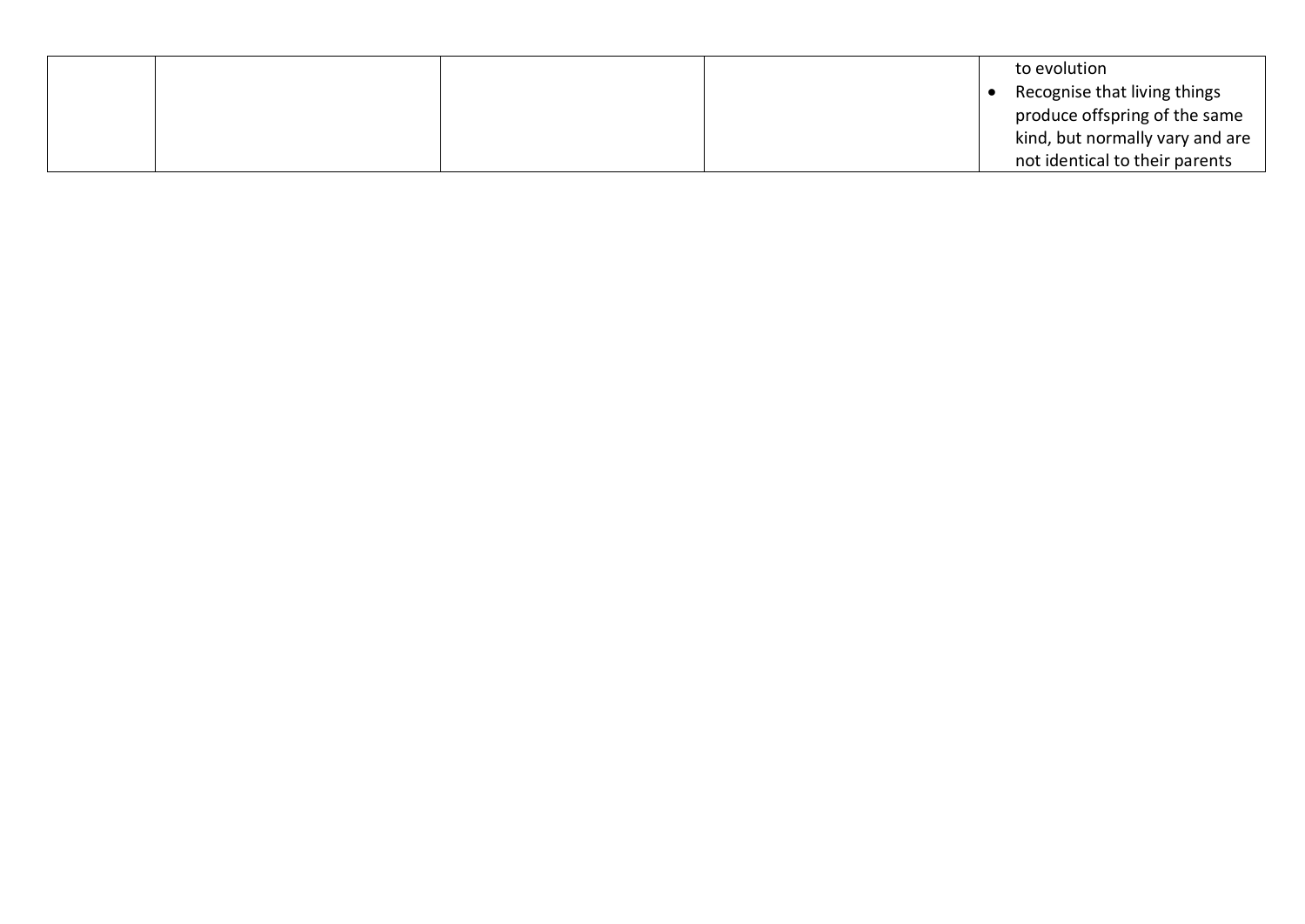| | | | | |
|---|---|---|---|---|
| | | | | to evolution<br>• Recognise that living things produce offspring of the same kind, but normally vary and are not identical to their parents |